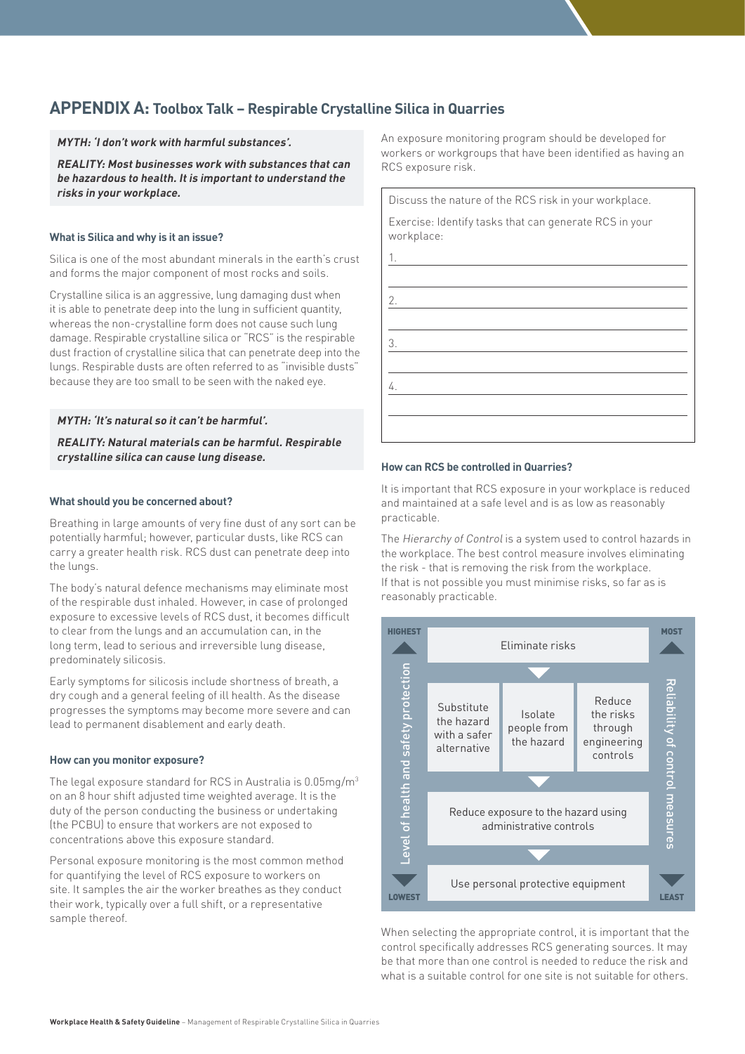## APPENDIX A: Toolbox Talk – Respirable Crystalline Silica in Quarries

***MYTH: 'I don't work with harmful substances'.***

***REALITY: Most businesses work with substances that can be hazardous to health. It is important to understand the risks in your workplace.***

#### What is Silica and why is it an issue?

Silica is one of the most abundant minerals in the earth's crust and forms the major component of most rocks and soils.

Crystalline silica is an aggressive, lung damaging dust when it is able to penetrate deep into the lung in sufficient quantity, whereas the non-crystalline form does not cause such lung damage. Respirable crystalline silica or "RCS" is the respirable dust fraction of crystalline silica that can penetrate deep into the lungs. Respirable dusts are often referred to as "invisible dusts" because they are too small to be seen with the naked eye.

***MYTH: 'It's natural so it can't be harmful'.***

***REALITY: Natural materials can be harmful. Respirable crystalline silica can cause lung disease.***

#### What should you be concerned about?

Breathing in large amounts of very fine dust of any sort can be potentially harmful; however, particular dusts, like RCS can carry a greater health risk. RCS dust can penetrate deep into the lungs.

The body's natural defence mechanisms may eliminate most of the respirable dust inhaled. However, in case of prolonged exposure to excessive levels of RCS dust, it becomes difficult to clear from the lungs and an accumulation can, in the long term, lead to serious and irreversible lung disease, predominately silicosis.

Early symptoms for silicosis include shortness of breath, a dry cough and a general feeling of ill health. As the disease progresses the symptoms may become more severe and can lead to permanent disablement and early death.

#### How can you monitor exposure?

The legal exposure standard for RCS in Australia is $0.05 mg/m^3$ on an 8 hour shift adjusted time weighted average. It is the duty of the person conducting the business or undertaking (the PCBU) to ensure that workers are not exposed to concentrations above this exposure standard.

Personal exposure monitoring is the most common method for quantifying the level of RCS exposure to workers on site. It samples the air the worker breathes as they conduct their work, typically over a full shift, or a representative sample thereof.

An exposure monitoring program should be developed for workers or workgroups that have been identified as having an RCS exposure risk.

Discuss the nature of the RCS risk in your workplace.

Exercise: Identify tasks that can generate RCS in your workplace:

1. ______________________________
2. ______________________________
3. ______________________________
4. ______________________________

#### How can RCS be controlled in Quarries?

It is important that RCS exposure in your workplace is reduced and maintained at a safe level and is as low as reasonably practicable.

The *Hierarchy of Control* is a system used to control hazards in the workplace. The best control measure involves eliminating the risk - that is removing the risk from the workplace. If that is not possible you must minimise risks, so far as is reasonably practicable.

Level of health and safety protection: HIGHEST → LOWEST | Reliability of control measures: MOST → LEAST

1. Eliminate risks
2. Substitute the hazard with a safer alternative | Isolate people from the hazard | Reduce the risks through engineering controls
3. Reduce exposure to the hazard using administrative controls
4. Use personal protective equipment

When selecting the appropriate control, it is important that the control specifically addresses RCS generating sources. It may be that more than one control is needed to reduce the risk and what is a suitable control for one site is not suitable for others.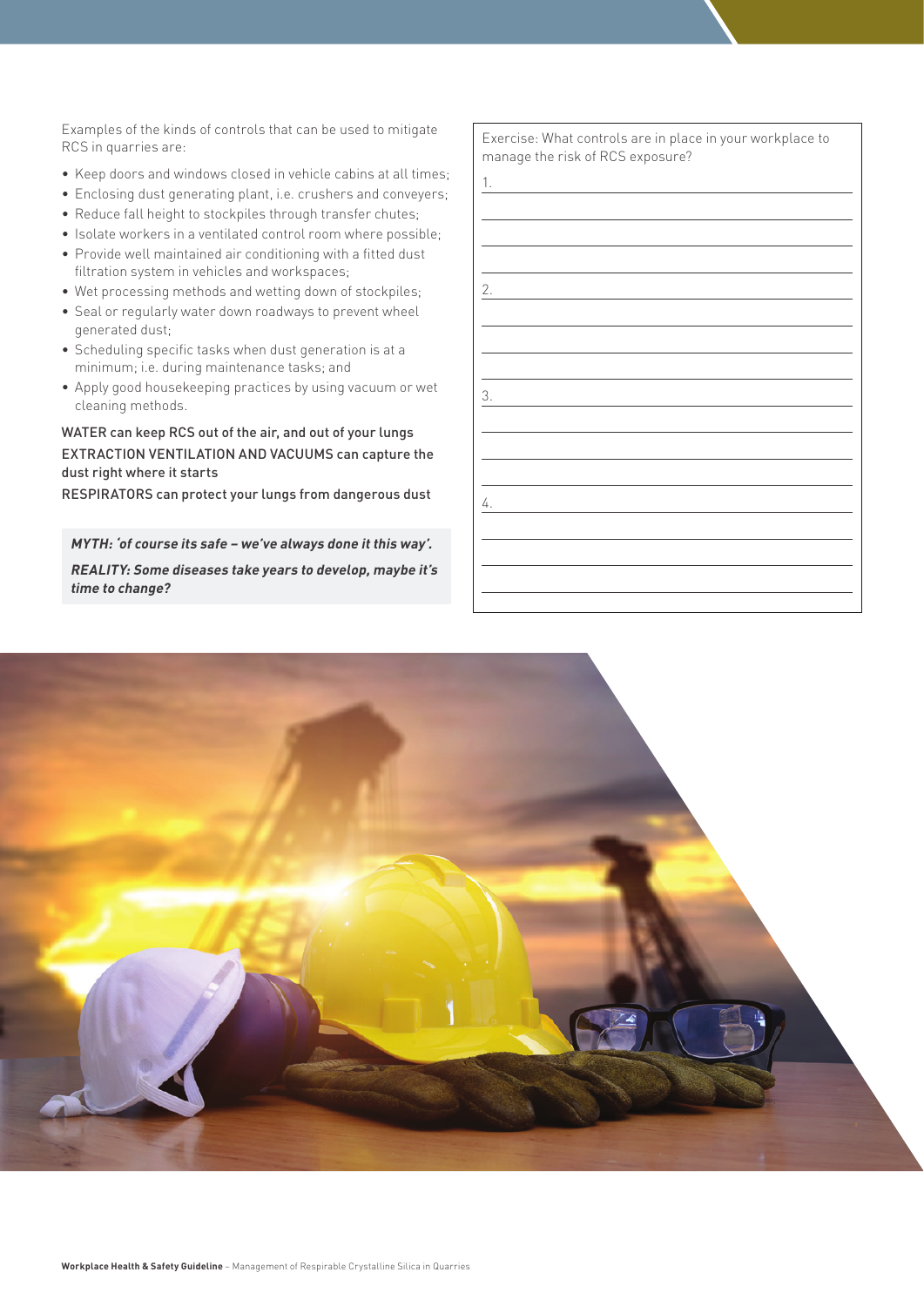Examples of the kinds of controls that can be used to mitigate RCS in quarries are:

- Keep doors and windows closed in vehicle cabins at all times;
- Enclosing dust generating plant, i.e. crushers and conveyers;
- Reduce fall height to stockpiles through transfer chutes;
- Isolate workers in a ventilated control room where possible;
- Provide well maintained air conditioning with a fitted dust filtration system in vehicles and workspaces;
- Wet processing methods and wetting down of stockpiles;
- Seal or regularly water down roadways to prevent wheel generated dust;
- Scheduling specific tasks when dust generation is at a minimum; i.e. during maintenance tasks; and
- Apply good housekeeping practices by using vacuum or wet cleaning methods.

WATER can keep RCS out of the air, and out of your lungs

EXTRACTION VENTILATION AND VACUUMS can capture the dust right where it starts

RESPIRATORS can protect your lungs from dangerous dust

***MYTH: 'of course its safe – we've always done it this way'.***

***REALITY: Some diseases take years to develop, maybe it's time to change?***

Exercise: What controls are in place in your workplace to manage the risk of RCS exposure?

1. \_\_\_\_\_\_\_\_\_\_\_\_\_\_\_\_\_\_\_\_\_\_\_\_\_\_\_\_\_\_\_\_\_\_\_\_\_\_\_\_

2. \_\_\_\_\_\_\_\_\_\_\_\_\_\_\_\_\_\_\_\_\_\_\_\_\_\_\_\_\_\_\_\_\_\_\_\_\_\_\_\_

3. \_\_\_\_\_\_\_\_\_\_\_\_\_\_\_\_\_\_\_\_\_\_\_\_\_\_\_\_\_\_\_\_\_\_\_\_\_\_\_\_

4. \_\_\_\_\_\_\_\_\_\_\_\_\_\_\_\_\_\_\_\_\_\_\_\_\_\_\_\_\_\_\_\_\_\_\_\_\_\_\_\_